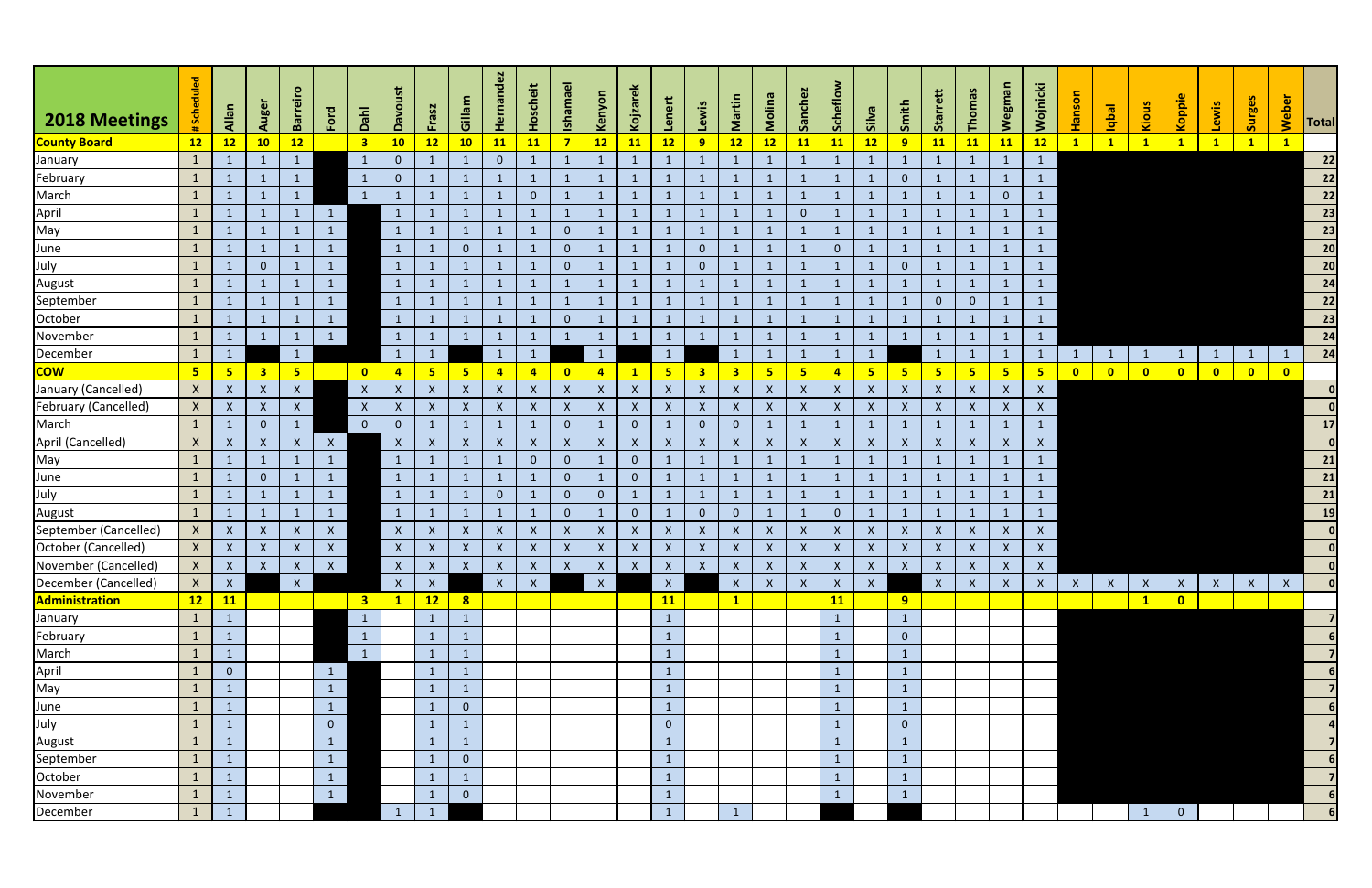| 2018 Meetings | # Scheduled | Allan | Auger | Barreiro | Ford | Dahl | Davoust | Frasz | Gillam | Hernandez | Hoscheit | Ishamael | Kenyon | Kojzarek | Lenert | Lewis | Martin | Molina | Sanchez | Scheflow | Silva | Smith | Starrett | Thomas | Wegman | Wojnicki | Hanson | Iqbal | Kious | Koppie | Lewis | Surges | Weber | Total |
|---|---|---|---|---|---|---|---|---|---|---|---|---|---|---|---|---|---|---|---|---|---|---|---|---|---|---|---|---|---|---|---|---|---|---|
| **County Board** | **12** | **12** | **10** | **12** | | **3** | **10** | **12** | **10** | **11** | **11** | **7** | **12** | **11** | **12** | **9** | **12** | **12** | **11** | **11** | **12** | **9** | **11** | **11** | **11** | **12** | **1** | **1** | **1** | **1** | **1** | **1** | **1** | |
| January | 1 | 1 | 1 | 1 | | 1 | 0 | 1 | 1 | 0 | 1 | 1 | 1 | 1 | 1 | 1 | 1 | 1 | 1 | 1 | 1 | 1 | 1 | 1 | 1 | 1 | | | | | | | | **22** |
| February | 1 | 1 | 1 | 1 | | 1 | 0 | 1 | 1 | 1 | 1 | 1 | 1 | 1 | 1 | 1 | 1 | 1 | 1 | 1 | 1 | 0 | 1 | 1 | 1 | 1 | | | | | | | | **22** |
| March | 1 | 1 | 1 | 1 | | 1 | 1 | 1 | 1 | 1 | 0 | 1 | 1 | 1 | 1 | 1 | 1 | 1 | 1 | 1 | 1 | 1 | 1 | 1 | 0 | 1 | | | | | | | | **22** |
| April | 1 | 1 | 1 | 1 | 1 | | 1 | 1 | 1 | 1 | 1 | 1 | 1 | 1 | 1 | 1 | 1 | 1 | 0 | 1 | 1 | 1 | 1 | 1 | 1 | 1 | | | | | | | | **23** |
| May | 1 | 1 | 1 | 1 | 1 | | 1 | 1 | 1 | 1 | 1 | 0 | 1 | 1 | 1 | 1 | 1 | 1 | 1 | 1 | 1 | 1 | 1 | 1 | 1 | 1 | | | | | | | | **23** |
| June | 1 | 1 | 1 | 1 | 1 | | 1 | 1 | 0 | 1 | 1 | 0 | 1 | 1 | 1 | 0 | 1 | 1 | 1 | 0 | 1 | 1 | 1 | 1 | 1 | 1 | | | | | | | | **20** |
| July | 1 | 1 | 0 | 1 | 1 | | 1 | 1 | 1 | 1 | 1 | 0 | 1 | 1 | 1 | 0 | 1 | 1 | 1 | 1 | 1 | 0 | 1 | 1 | 1 | 1 | | | | | | | | **20** |
| August | 1 | 1 | 1 | 1 | 1 | | 1 | 1 | 1 | 1 | 1 | 1 | 1 | 1 | 1 | 1 | 1 | 1 | 1 | 1 | 1 | 1 | 1 | 1 | 1 | 1 | | | | | | | | **24** |
| September | 1 | 1 | 1 | 1 | 1 | | 1 | 1 | 1 | 1 | 1 | 1 | 1 | 1 | 1 | 1 | 1 | 1 | 1 | 1 | 1 | 1 | 0 | 0 | 1 | 1 | | | | | | | | **22** |
| October | 1 | 1 | 1 | 1 | 1 | | 1 | 1 | 1 | 1 | 1 | 0 | 1 | 1 | 1 | 1 | 1 | 1 | 1 | 1 | 1 | 1 | 1 | 1 | 1 | 1 | | | | | | | | **23** |
| November | 1 | 1 | 1 | 1 | 1 | | 1 | 1 | 1 | 1 | 1 | 1 | 1 | 1 | 1 | 1 | 1 | 1 | 1 | 1 | 1 | 1 | 1 | 1 | 1 | 1 | | | | | | | | **24** |
| December | 1 | 1 | | 1 | | | 1 | 1 | | 1 | 1 | | 1 | | 1 | | 1 | 1 | 1 | 1 | 1 | | 1 | 1 | 1 | 1 | 1 | 1 | 1 | 1 | 1 | 1 | 1 | **24** |
| **COW** | **5** | **5** | **3** | **5** | | **0** | **4** | **5** | **5** | **4** | **4** | **0** | **4** | **1** | **5** | **3** | **3** | **5** | **5** | **4** | **5** | **5** | **5** | **5** | **5** | **5** | **0** | **0** | **0** | **0** | **0** | **0** | **0** | |
| January (Cancelled) | X | X | X | X | | X | X | X | X | X | X | X | X | X | X | X | X | X | X | X | X | X | X | X | X | X | | | | | | | | **0** |
| February (Cancelled) | X | X | X | X | | X | X | X | X | X | X | X | X | X | X | X | X | X | X | X | X | X | X | X | X | X | | | | | | | | **0** |
| March | 1 | 1 | 0 | 1 | | 0 | 0 | 1 | 1 | 1 | 1 | 0 | 1 | 0 | 1 | 0 | 0 | 1 | 1 | 1 | 1 | 1 | 1 | 1 | 1 | 1 | | | | | | | | **17** |
| April (Cancelled) | X | X | X | X | X | | X | X | X | X | X | X | X | X | X | X | X | X | X | X | X | X | X | X | X | X | | | | | | | | **0** |
| May | 1 | 1 | 1 | 1 | 1 | | 1 | 1 | 1 | 1 | 0 | 0 | 1 | 0 | 1 | 1 | 1 | 1 | 1 | 1 | 1 | 1 | 1 | 1 | 1 | 1 | | | | | | | | **21** |
| June | 1 | 1 | 0 | 1 | 1 | | 1 | 1 | 1 | 1 | 1 | 0 | 1 | 0 | 1 | 1 | 1 | 1 | 1 | 1 | 1 | 1 | 1 | 1 | 1 | 1 | | | | | | | | **21** |
| July | 1 | 1 | 1 | 1 | 1 | | 1 | 1 | 1 | 0 | 1 | 0 | 0 | 1 | 1 | 1 | 1 | 1 | 1 | 1 | 1 | 1 | 1 | 1 | 1 | 1 | | | | | | | | **21** |
| August | 1 | 1 | 1 | 1 | 1 | | 1 | 1 | 1 | 1 | 1 | 0 | 1 | 0 | 1 | 0 | 0 | 1 | 1 | 0 | 1 | 1 | 1 | 1 | 1 | 1 | | | | | | | | **19** |
| September (Cancelled) | X | X | X | X | X | | X | X | X | X | X | X | X | X | X | X | X | X | X | X | X | X | X | X | X | X | | | | | | | | **0** |
| October (Cancelled) | X | X | X | X | X | | X | X | X | X | X | X | X | X | X | X | X | X | X | X | X | X | X | X | X | X | | | | | | | | **0** |
| November (Cancelled) | X | X | X | X | X | | X | X | X | X | X | X | X | X | X | X | X | X | X | X | X | X | X | X | X | X | | | | | | | | **0** |
| December (Cancelled) | X | X | | X | | | X | X | | X | X | | X | | X | | X | X | X | X | X | | X | X | X | X | X | X | X | X | X | X | X | **0** |
| **Administration** | **12** | **11** | | | | **3** | **1** | **12** | **8** | | | | | | **11** | | **1** | | | **11** | | **9** | | | | | | | **1** | **0** | | | | |
| January | 1 | 1 | | | | 1 | | 1 | 1 | | | | | | 1 | | | | | 1 | | 1 | | | | | | | | | | | | **7** |
| February | 1 | 1 | | | | 1 | | 1 | 1 | | | | | | 1 | | | | | 1 | | 0 | | | | | | | | | | | | **6** |
| March | 1 | 1 | | | | 1 | | 1 | 1 | | | | | | 1 | | | | | 1 | | 1 | | | | | | | | | | | | **7** |
| April | 1 | 0 | | | 1 | | | 1 | 1 | | | | | | 1 | | | | | 1 | | 1 | | | | | | | | | | | | **6** |
| May | 1 | 1 | | | 1 | | | 1 | 1 | | | | | | 1 | | | | | 1 | | 1 | | | | | | | | | | | | **7** |
| June | 1 | 1 | | | 1 | | | 1 | 0 | | | | | | 1 | | | | | 1 | | 1 | | | | | | | | | | | | **6** |
| July | 1 | 1 | | | 0 | | | 1 | 1 | | | | | | 0 | | | | | 1 | | 0 | | | | | | | | | | | | **4** |
| August | 1 | 1 | | | 1 | | | 1 | 1 | | | | | | 1 | | | | | 1 | | 1 | | | | | | | | | | | | **7** |
| September | 1 | 1 | | | 1 | | | 1 | 0 | | | | | | 1 | | | | | 1 | | 1 | | | | | | | | | | | | **6** |
| October | 1 | 1 | | | 1 | | | 1 | 1 | | | | | | 1 | | | | | 1 | | 1 | | | | | | | | | | | | **7** |
| November | 1 | 1 | | | 1 | | | 1 | 0 | | | | | | 1 | | | | | 1 | | 1 | | | | | | | | | | | | **6** |
| December | 1 | 1 | | | | | 1 | 1 | | | | | | | 1 | | 1 | | | | | | | | | | | | 1 | 0 | | | | **6** |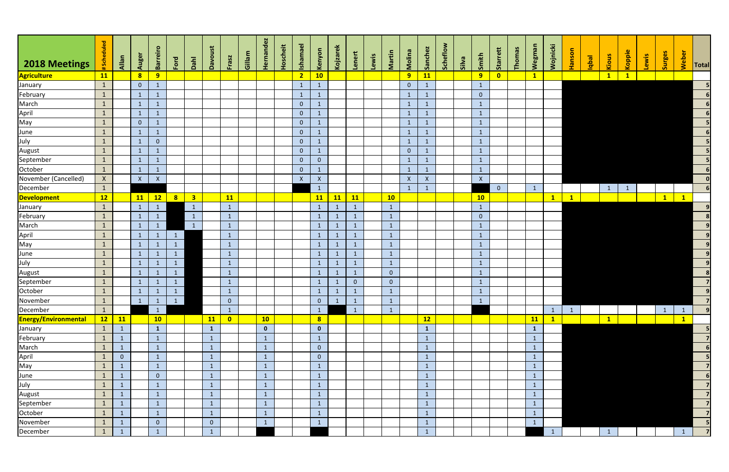| 2018 Meetings | #Scheduled | Allan | Auger | Barreiro | Ford | Dahl | Davoust | Frasz | Gillam | Hernandez | Hoscheit | Ishamael | Kenyon | Kojzarek | Lenert | Lewis | Martin | Molina | Sanchez | Scheflow | Silva | Smith | Starrett | Thomas | Wegman | Wojnicki | Hanson | Iqbal | Kious | Koppie | Lewis | Surges | Weber | Total |
|---|---|---|---|---|---|---|---|---|---|---|---|---|---|---|---|---|---|---|---|---|---|---|---|---|---|---|---|---|---|---|---|---|---|---|
| **Agriculture** | **11** | | **8** | **9** | | | | | | | | **2** | **10** | | | | | **9** | **11** | | | **9** | **0** | | **1** | | | | **1** | **1** | | | | |
| January | 1 | | 0 | 1 | | | | | | | | 1 | 1 | | | | | 0 | 1 | | | 1 | | | | | | | | | | | | 5 |
| February | 1 | | 1 | 1 | | | | | | | | 1 | 1 | | | | | 1 | 1 | | | 0 | | | | | | | | | | | | 6 |
| March | 1 | | 1 | 1 | | | | | | | | 0 | 1 | | | | | 1 | 1 | | | 1 | | | | | | | | | | | | 6 |
| April | 1 | | 1 | 1 | | | | | | | | 0 | 1 | | | | | 1 | 1 | | | 1 | | | | | | | | | | | | 6 |
| May | 1 | | 0 | 1 | | | | | | | | 0 | 1 | | | | | 1 | 1 | | | 1 | | | | | | | | | | | | 5 |
| June | 1 | | 1 | 1 | | | | | | | | 0 | 1 | | | | | 1 | 1 | | | 1 | | | | | | | | | | | | 6 |
| July | 1 | | 1 | 0 | | | | | | | | 0 | 1 | | | | | 1 | 1 | | | 1 | | | | | | | | | | | | 5 |
| August | 1 | | 1 | 1 | | | | | | | | 0 | 1 | | | | | 0 | 1 | | | 1 | | | | | | | | | | | | 5 |
| September | 1 | | 1 | 1 | | | | | | | | 0 | 0 | | | | | 1 | 1 | | | 1 | | | | | | | | | | | | 5 |
| October | 1 | | 1 | 1 | | | | | | | | 0 | 1 | | | | | 1 | 1 | | | 1 | | | | | | | | | | | | 6 |
| November (Cancelled) | X | | X | X | | | | | | | | X | X | | | | | X | X | | | X | | | | | | | | | | | | 0 |
| December | 1 | | | | | | | | | | | | 1 | | | | | 1 | 1 | | | | 0 | | 1 | | | | 1 | 1 | | | | 6 |
| **Development** | **12** | | **11** | **12** | **8** | **3** | | **11** | | | | | **11** | **11** | **11** | | **10** | | | | | **10** | | | | **1** | **1** | | | | | **1** | **1** | |
| January | 1 | | 1 | 1 | | 1 | | 1 | | | | | 1 | 1 | 1 | | 1 | | | | | 1 | | | | | | | | | | | | 9 |
| February | 1 | | 1 | 1 | | 1 | | 1 | | | | | 1 | 1 | 1 | | 1 | | | | | 0 | | | | | | | | | | | | 8 |
| March | 1 | | 1 | 1 | | 1 | | 1 | | | | | 1 | 1 | 1 | | 1 | | | | | 1 | | | | | | | | | | | | 9 |
| April | 1 | | 1 | 1 | 1 | | | 1 | | | | | 1 | 1 | 1 | | 1 | | | | | 1 | | | | | | | | | | | | 9 |
| May | 1 | | 1 | 1 | 1 | | | 1 | | | | | 1 | 1 | 1 | | 1 | | | | | 1 | | | | | | | | | | | | 9 |
| June | 1 | | 1 | 1 | 1 | | | 1 | | | | | 1 | 1 | 1 | | 1 | | | | | 1 | | | | | | | | | | | | 9 |
| July | 1 | | 1 | 1 | 1 | | | 1 | | | | | 1 | 1 | 1 | | 1 | | | | | 1 | | | | | | | | | | | | 9 |
| August | 1 | | 1 | 1 | 1 | | | 1 | | | | | 1 | 1 | 1 | | 0 | | | | | 1 | | | | | | | | | | | | 8 |
| September | 1 | | 1 | 1 | 1 | | | 1 | | | | | 1 | 1 | 0 | | 0 | | | | | 1 | | | | | | | | | | | | 7 |
| October | 1 | | 1 | 1 | 1 | | | 1 | | | | | 1 | 1 | 1 | | 1 | | | | | 1 | | | | | | | | | | | | 9 |
| November | 1 | | 1 | 1 | 1 | | | 0 | | | | | 0 | 1 | 1 | | 1 | | | | | 1 | | | | | | | | | | | | 7 |
| December | 1 | | | 1 | | | | 1 | | | | | 1 | | 1 | | 1 | | | | | | | | | 1 | 1 | | | | | 1 | 1 | 9 |
| **Energy/Environmental** | **12** | **11** | | **10** | | | **11** | **0** | | **10** | | | **8** | | | | | | **12** | | | | | | **11** | **1** | | | **1** | | | | **1** | |
| January | 1 | 1 | | 1 | | | 1 | | | 0 | | | 0 | | | | | | 1 | | | | | | 1 | | | | | | | | | 5 |
| February | 1 | 1 | | 1 | | | 1 | | | 1 | | | 1 | | | | | | 1 | | | | | | 1 | | | | | | | | | 7 |
| March | 1 | 1 | | 1 | | | 1 | | | 1 | | | 0 | | | | | | 1 | | | | | | 1 | | | | | | | | | 6 |
| April | 1 | 0 | | 1 | | | 1 | | | 1 | | | 0 | | | | | | 1 | | | | | | 1 | | | | | | | | | 5 |
| May | 1 | 1 | | 1 | | | 1 | | | 1 | | | 1 | | | | | | 1 | | | | | | 1 | | | | | | | | | 7 |
| June | 1 | 1 | | 0 | | | 1 | | | 1 | | | 1 | | | | | | 1 | | | | | | 1 | | | | | | | | | 6 |
| July | 1 | 1 | | 1 | | | 1 | | | 1 | | | 1 | | | | | | 1 | | | | | | 1 | | | | | | | | | 7 |
| August | 1 | 1 | | 1 | | | 1 | | | 1 | | | 1 | | | | | | 1 | | | | | | 1 | | | | | | | | | 7 |
| September | 1 | 1 | | 1 | | | 1 | | | 1 | | | 1 | | | | | | 1 | | | | | | 1 | | | | | | | | | 7 |
| October | 1 | 1 | | 1 | | | 1 | | | 1 | | | 1 | | | | | | 1 | | | | | | 1 | | | | | | | | | 7 |
| November | 1 | 1 | | 0 | | | 0 | | | 1 | | | 1 | | | | | | 1 | | | | | | 1 | | | | | | | | | 5 |
| December | 1 | 1 | | 1 | | | 1 | | | | | | | | | | | | 1 | | | | | | | 1 | | | 1 | | | | 1 | 7 |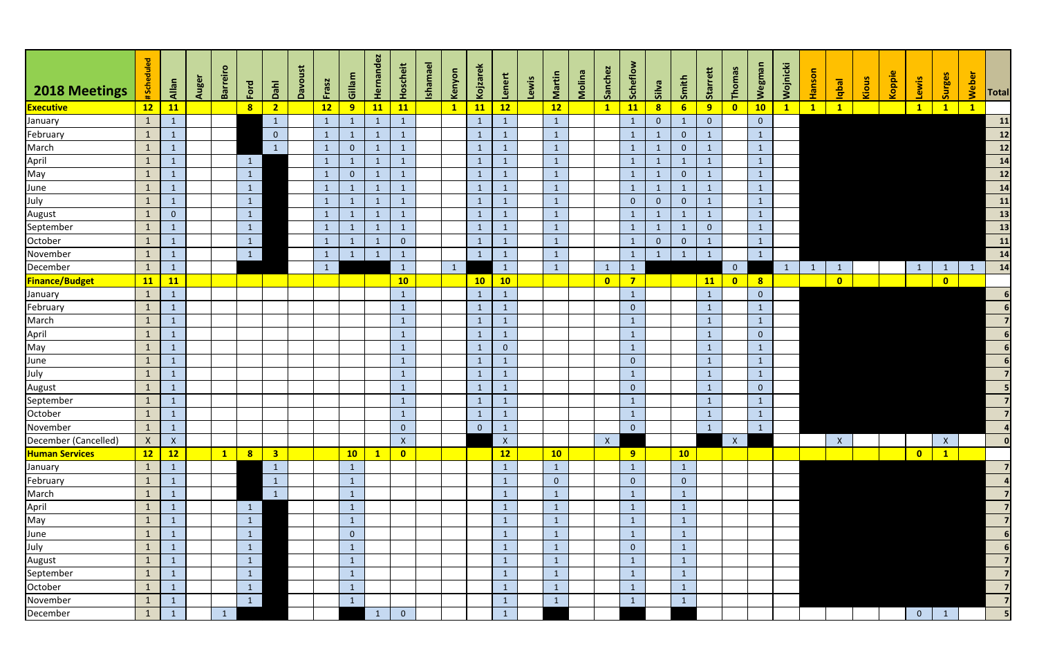| 2018 Meetings | # Scheduled | Allan | Auger | Barreiro | Ford | Dahl | Davoust | Frasz | Gillam | Hernandez | Hoscheit | Ishamael | Kenyon | Kojzarek | Lenert | Lewis | Martin | Molina | Sanchez | Scheflow | Silva | Smith | Starrett | Thomas | Wegman | Wojnicki | Hanson | Iqbal | Kious | Koppie | Lewis | Surges | Weber | Total |
|---|---|---|---|---|---|---|---|---|---|---|---|---|---|---|---|---|---|---|---|---|---|---|---|---|---|---|---|---|---|---|---|---|---|---|
| **Executive** | **12** | **11** | | | **8** | **2** | | **12** | **9** | **11** | **11** | | **1** | **11** | **12** | | **12** | | **1** | **11** | **8** | **6** | **9** | **0** | **10** | **1** | **1** | **1** | | | **1** | **1** | **1** | |
| January | 1 | 1 | | | | 1 | | 1 | 1 | 1 | 1 | | | 1 | 1 | | 1 | | | 1 | 0 | 1 | 0 | | 0 | | | | | | | | | 11 |
| February | 1 | 1 | | | | 0 | | 1 | 1 | 1 | 1 | | | 1 | 1 | | 1 | | | 1 | 1 | 0 | 1 | | 1 | | | | | | | | | 12 |
| March | 1 | 1 | | | | 1 | | 1 | 0 | 1 | 1 | | | 1 | 1 | | 1 | | | 1 | 1 | 0 | 1 | | 1 | | | | | | | | | 12 |
| April | 1 | 1 | | | 1 | | | 1 | 1 | 1 | 1 | | | 1 | 1 | | 1 | | | 1 | 1 | 1 | 1 | | 1 | | | | | | | | | 14 |
| May | 1 | 1 | | | 1 | | | 1 | 0 | 1 | 1 | | | 1 | 1 | | 1 | | | 1 | 1 | 0 | 1 | | 1 | | | | | | | | | 12 |
| June | 1 | 1 | | | 1 | | | 1 | 1 | 1 | 1 | | | 1 | 1 | | 1 | | | 1 | 1 | 1 | 1 | | 1 | | | | | | | | | 14 |
| July | 1 | 1 | | | 1 | | | 1 | 1 | 1 | 1 | | | 1 | 1 | | 1 | | | 0 | 0 | 0 | 1 | | 1 | | | | | | | | | 11 |
| August | 1 | 0 | | | 1 | | | 1 | 1 | 1 | 1 | | | 1 | 1 | | 1 | | | 1 | 1 | 1 | 1 | | 1 | | | | | | | | | 13 |
| September | 1 | 1 | | | 1 | | | 1 | 1 | 1 | 1 | | | 1 | 1 | | 1 | | | 1 | 1 | 1 | 0 | | 1 | | | | | | | | | 13 |
| October | 1 | 1 | | | 1 | | | 1 | 1 | 1 | 0 | | | 1 | 1 | | 1 | | | 1 | 0 | 0 | 1 | | 1 | | | | | | | | | 11 |
| November | 1 | 1 | | | 1 | | | 1 | 1 | 1 | 1 | | | 1 | 1 | | 1 | | | 1 | 1 | 1 | 1 | | 1 | | | | | | | | | 14 |
| December | 1 | 1 | | | | | | 1 | | | 1 | | 1 | | 1 | | 1 | | 1 | 1 | | | | 0 | | 1 | 1 | 1 | | | 1 | 1 | 1 | 14 |
| **Finance/Budget** | **11** | **11** | | | | | | | | | **10** | | | **10** | **10** | | | | **0** | **7** | | | **11** | **0** | **8** | | | **0** | | | | **0** | | |
| January | 1 | 1 | | | | | | | | | 1 | | | 1 | 1 | | | | | 1 | | | 1 | | 0 | | | | | | | | | 6 |
| February | 1 | 1 | | | | | | | | | 1 | | | 1 | 1 | | | | | 0 | | | 1 | | 1 | | | | | | | | | 6 |
| March | 1 | 1 | | | | | | | | | 1 | | | 1 | 1 | | | | | 1 | | | 1 | | 1 | | | | | | | | | 7 |
| April | 1 | 1 | | | | | | | | | 1 | | | 1 | 1 | | | | | 1 | | | 1 | | 0 | | | | | | | | | 6 |
| May | 1 | 1 | | | | | | | | | 1 | | | 1 | 0 | | | | | 1 | | | 1 | | 1 | | | | | | | | | 6 |
| June | 1 | 1 | | | | | | | | | 1 | | | 1 | 1 | | | | | 0 | | | 1 | | 1 | | | | | | | | | 6 |
| July | 1 | 1 | | | | | | | | | 1 | | | 1 | 1 | | | | | 1 | | | 1 | | 1 | | | | | | | | | 7 |
| August | 1 | 1 | | | | | | | | | 1 | | | 1 | 1 | | | | | 0 | | | 1 | | 0 | | | | | | | | | 5 |
| September | 1 | 1 | | | | | | | | | 1 | | | 1 | 1 | | | | | 1 | | | 1 | | 1 | | | | | | | | | 7 |
| October | 1 | 1 | | | | | | | | | 1 | | | 1 | 1 | | | | | 1 | | | 1 | | 1 | | | | | | | | | 7 |
| November | 1 | 1 | | | | | | | | | 0 | | | 0 | 1 | | | | | 0 | | | 1 | | 1 | | | | | | | | | 4 |
| December (Cancelled) | X | X | | | | | | | | | X | | | | X | | | | X | | | | | X | | | | X | | | | X | | 0 |
| **Human Services** | **12** | **12** | | **1** | **8** | **3** | | | **10** | **1** | **0** | | | | **12** | | **10** | | | **9** | | **10** | | | | | | | | | **0** | **1** | | |
| January | 1 | 1 | | | | 1 | | | 1 | | | | | | 1 | | 1 | | | 1 | | 1 | | | | | | | | | | | | 7 |
| February | 1 | 1 | | | | 1 | | | 1 | | | | | | 1 | | 0 | | | 0 | | 0 | | | | | | | | | | | | 4 |
| March | 1 | 1 | | | | 1 | | | 1 | | | | | | 1 | | 1 | | | 1 | | 1 | | | | | | | | | | | | 7 |
| April | 1 | 1 | | | 1 | | | | 1 | | | | | | 1 | | 1 | | | 1 | | 1 | | | | | | | | | | | | 7 |
| May | 1 | 1 | | | 1 | | | | 1 | | | | | | 1 | | 1 | | | 1 | | 1 | | | | | | | | | | | | 7 |
| June | 1 | 1 | | | 1 | | | | 0 | | | | | | 1 | | 1 | | | 1 | | 1 | | | | | | | | | | | | 6 |
| July | 1 | 1 | | | 1 | | | | 1 | | | | | | 1 | | 1 | | | 0 | | 1 | | | | | | | | | | | | 6 |
| August | 1 | 1 | | | 1 | | | | 1 | | | | | | 1 | | 1 | | | 1 | | 1 | | | | | | | | | | | | 7 |
| September | 1 | 1 | | | 1 | | | | 1 | | | | | | 1 | | 1 | | | 1 | | 1 | | | | | | | | | | | | 7 |
| October | 1 | 1 | | | 1 | | | | 1 | | | | | | 1 | | 1 | | | 1 | | 1 | | | | | | | | | | | | 7 |
| November | 1 | 1 | | | 1 | | | | 1 | | | | | | 1 | | 1 | | | 1 | | 1 | | | | | | | | | | | | 7 |
| December | 1 | 1 | | 1 | | | | | | 1 | 0 | | | | 1 | | | | | | | | | | | | | | | | 0 | 1 | | 5 |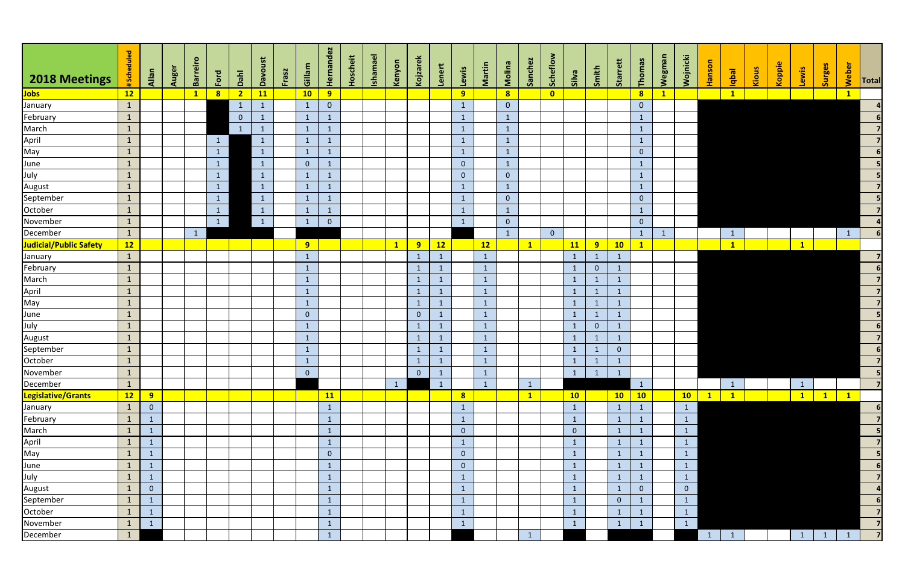| 2018 Meetings | # Scheduled | Allan | Auger | Barreiro | Ford | Dahl | Davoust | Frasz | Gillam | Hernandez | Hoscheit | Ishamael | Kenyon | Kojzarek | Lenert | Lewis | Martin | Molina | Sanchez | Scheflow | Silva | Smith | Starrett | Thomas | Wegman | Wojnicki | Hanson | Iqbal | Kious | Koppie | Lewis | Surges | Weber | Total |
|---|---|---|---|---|---|---|---|---|---|---|---|---|---|---|---|---|---|---|---|---|---|---|---|---|---|---|---|---|---|---|---|---|---|---|
| **Jobs** | **12** | | | **1** | **8** | **2** | **11** | | **10** | **9** | | | | | | **9** | | **8** | | **0** | | | | **8** | **1** | | | **1** | | | | | **1** | |
| January | 1 | | | | | 1 | 1 | | 1 | 0 | | | | | | 1 | | 0 | | | | | | 0 | | | | | | | | | | 4 |
| February | 1 | | | | | 0 | 1 | | 1 | 1 | | | | | | 1 | | 1 | | | | | | 1 | | | | | | | | | | 6 |
| March | 1 | | | | | 1 | 1 | | 1 | 1 | | | | | | 1 | | 1 | | | | | | 1 | | | | | | | | | | 7 |
| April | 1 | | | | 1 | | 1 | | 1 | 1 | | | | | | 1 | | 1 | | | | | | 1 | | | | | | | | | | 7 |
| May | 1 | | | | 1 | | 1 | | 1 | 1 | | | | | | 1 | | 1 | | | | | | 0 | | | | | | | | | | 6 |
| June | 1 | | | | 1 | | 1 | | 0 | 1 | | | | | | 0 | | 1 | | | | | | 1 | | | | | | | | | | 5 |
| July | 1 | | | | 1 | | 1 | | 1 | 1 | | | | | | 0 | | 0 | | | | | | 1 | | | | | | | | | | 5 |
| August | 1 | | | | 1 | | 1 | | 1 | 1 | | | | | | 1 | | 1 | | | | | | 1 | | | | | | | | | | 7 |
| September | 1 | | | | 1 | | 1 | | 1 | 1 | | | | | | 1 | | 0 | | | | | | 0 | | | | | | | | | | 5 |
| October | 1 | | | | 1 | | 1 | | 1 | 1 | | | | | | 1 | | 1 | | | | | | 1 | | | | | | | | | | 7 |
| November | 1 | | | | 1 | | 1 | | 1 | 0 | | | | | | 1 | | 0 | | | | | | 0 | | | | | | | | | | 4 |
| December | 1 | | | 1 | | | | | | | | | | | | | | 1 | | 0 | | | | 1 | 1 | | | 1 | | | | | 1 | 6 |
| **Judicial/Public Safety** | **12** | | | | | | | | **9** | | | | **1** | **9** | **12** | | **12** | | **1** | | **11** | **9** | **10** | **1** | | | | **1** | | | **1** | | | |
| January | 1 | | | | | | | | 1 | | | | | 1 | 1 | | 1 | | | | 1 | 1 | 1 | | | | | | | | | | | 7 |
| February | 1 | | | | | | | | 1 | | | | | 1 | 1 | | 1 | | | | 1 | 0 | 1 | | | | | | | | | | | 6 |
| March | 1 | | | | | | | | 1 | | | | | 1 | 1 | | 1 | | | | 1 | 1 | 1 | | | | | | | | | | | 7 |
| April | 1 | | | | | | | | 1 | | | | | 1 | 1 | | 1 | | | | 1 | 1 | 1 | | | | | | | | | | | 7 |
| May | 1 | | | | | | | | 1 | | | | | 1 | 1 | | 1 | | | | 1 | 1 | 1 | | | | | | | | | | | 7 |
| June | 1 | | | | | | | | 0 | | | | | 0 | 1 | | 1 | | | | 1 | 1 | 1 | | | | | | | | | | | 5 |
| July | 1 | | | | | | | | 1 | | | | | 1 | 1 | | 1 | | | | 1 | 0 | 1 | | | | | | | | | | | 6 |
| August | 1 | | | | | | | | 1 | | | | | 1 | 1 | | 1 | | | | 1 | 1 | 1 | | | | | | | | | | | 7 |
| September | 1 | | | | | | | | 1 | | | | | 1 | 1 | | 1 | | | | 1 | 1 | 0 | | | | | | | | | | | 6 |
| October | 1 | | | | | | | | 1 | | | | | 1 | 1 | | 1 | | | | 1 | 1 | 1 | | | | | | | | | | | 7 |
| November | 1 | | | | | | | | 0 | | | | | 0 | 1 | | 1 | | | | 1 | 1 | 1 | | | | | | | | | | | 5 |
| December | 1 | | | | | | | | | | | | 1 | | 1 | | 1 | | 1 | | | | | 1 | | | | 1 | | | 1 | | | 7 |
| **Legislative/Grants** | **12** | **9** | | | | | | | | **11** | | | | | | **8** | | | **1** | | **10** | | **10** | **10** | | **10** | **1** | **1** | | | **1** | **1** | **1** | |
| January | 1 | 0 | | | | | | | | 1 | | | | | | 1 | | | | | 1 | | 1 | 1 | | 1 | | | | | | | | 6 |
| February | 1 | 1 | | | | | | | | 1 | | | | | | 1 | | | | | 1 | | 1 | 1 | | 1 | | | | | | | | 7 |
| March | 1 | 1 | | | | | | | | 1 | | | | | | 0 | | | | | 0 | | 1 | 1 | | 1 | | | | | | | | 5 |
| April | 1 | 1 | | | | | | | | 1 | | | | | | 1 | | | | | 1 | | 1 | 1 | | 1 | | | | | | | | 7 |
| May | 1 | 1 | | | | | | | | 0 | | | | | | 0 | | | | | 1 | | 1 | 1 | | 1 | | | | | | | | 5 |
| June | 1 | 1 | | | | | | | | 1 | | | | | | 0 | | | | | 1 | | 1 | 1 | | 1 | | | | | | | | 6 |
| July | 1 | 1 | | | | | | | | 1 | | | | | | 1 | | | | | 1 | | 1 | 1 | | 1 | | | | | | | | 7 |
| August | 1 | 0 | | | | | | | | 1 | | | | | | 1 | | | | | 1 | | 1 | 0 | | 0 | | | | | | | | 4 |
| September | 1 | 1 | | | | | | | | 1 | | | | | | 1 | | | | | 1 | | 0 | 1 | | 1 | | | | | | | | 6 |
| October | 1 | 1 | | | | | | | | 1 | | | | | | 1 | | | | | 1 | | 1 | 1 | | 1 | | | | | | | | 7 |
| November | 1 | 1 | | | | | | | | 1 | | | | | | 1 | | | | | 1 | | 1 | 1 | | 1 | | | | | | | | 7 |
| December | 1 | | | | | | | | | 1 | | | | | | | | | 1 | | | | | | | | 1 | 1 | | | 1 | 1 | 1 | 7 |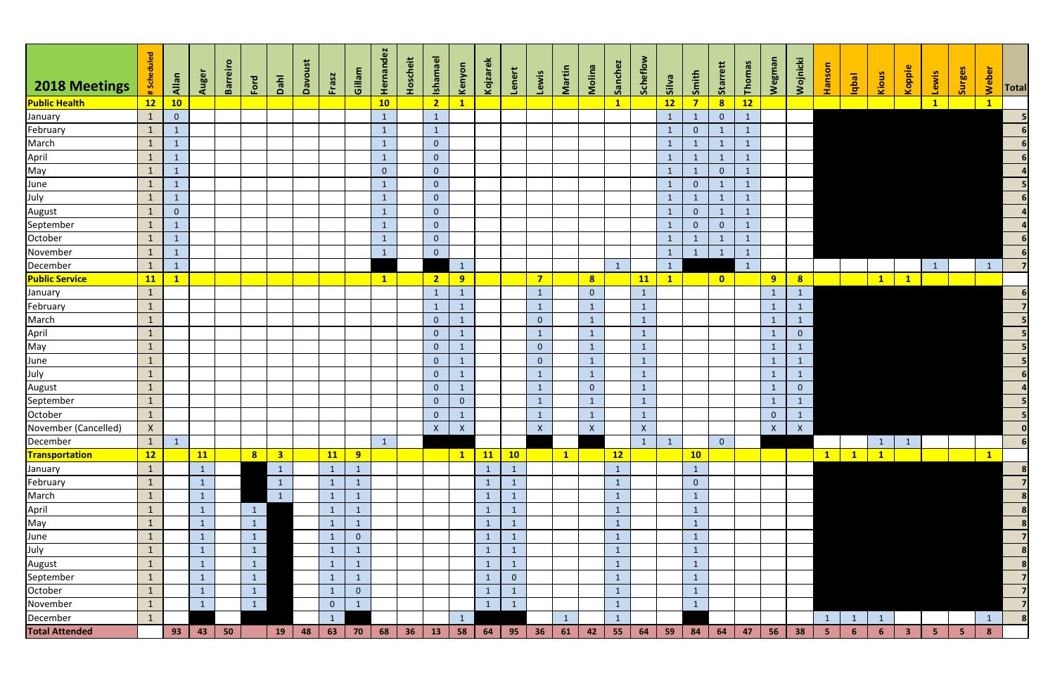| 2018 Meetings | # Scheduled | Allan | Auger | Barreiro | Ford | Dahl | Davoust | Frasz | Gillam | Hernandez | Hoscheit | Ishamael | Kenyon | Kojzarek | Lenert | Lewis | Martin | Molina | Sanchez | Scheflow | Silva | Smith | Starrett | Thomas | Wegman | Wojnicki | Hanson | Iqbal | Kious | Koppie | Lewis | Surges | Weber | Total |
|---|---|---|---|---|---|---|---|---|---|---|---|---|---|---|---|---|---|---|---|---|---|---|---|---|---|---|---|---|---|---|---|---|---|---|
| **Public Health** | **12** | **10** | | | | | | | | **10** | | **2** | **1** | | | | | | **1** | | **12** | **7** | **8** | **12** | | | | | | | **1** | | **1** | |
| January | 1 | 0 | | | | | | | | 1 | | 1 | | | | | | | | | 1 | 1 | 0 | 1 | | | | | | | | | | 5 |
| February | 1 | 1 | | | | | | | | 1 | | 1 | | | | | | | | | 1 | 0 | 1 | 1 | | | | | | | | | | 6 |
| March | 1 | 1 | | | | | | | | 1 | | 0 | | | | | | | | | 1 | 1 | 1 | 1 | | | | | | | | | | 6 |
| April | 1 | 1 | | | | | | | | 1 | | 0 | | | | | | | | | 1 | 1 | 1 | 1 | | | | | | | | | | 6 |
| May | 1 | 1 | | | | | | | | 0 | | 0 | | | | | | | | | 1 | 1 | 0 | 1 | | | | | | | | | | 4 |
| June | 1 | 1 | | | | | | | | 1 | | 0 | | | | | | | | | 1 | 0 | 1 | 1 | | | | | | | | | | 5 |
| July | 1 | 1 | | | | | | | | 1 | | 0 | | | | | | | | | 1 | 1 | 1 | 1 | | | | | | | | | | 6 |
| August | 1 | 0 | | | | | | | | 1 | | 0 | | | | | | | | | 1 | 0 | 1 | 1 | | | | | | | | | | 4 |
| September | 1 | 1 | | | | | | | | 1 | | 0 | | | | | | | | | 1 | 0 | 0 | 1 | | | | | | | | | | 4 |
| October | 1 | 1 | | | | | | | | 1 | | 0 | | | | | | | | | 1 | 1 | 1 | 1 | | | | | | | | | | 6 |
| November | 1 | 1 | | | | | | | | 1 | | 0 | | | | | | | | | 1 | 1 | 1 | 1 | | | | | | | | | | 6 |
| December | 1 | 1 | | | | | | | | | | | 1 | | | | | | 1 | | 1 | | | 1 | | | | | | | 1 | | 1 | 7 |
| **Public Service** | **11** | **1** | | | | | | | | **1** | | **2** | **9** | | | **7** | | **8** | | **11** | **1** | | **0** | | **9** | **8** | | | **1** | **1** | | | | |
| January | 1 | | | | | | | | | | | 1 | 1 | | | 1 | | 0 | | 1 | | | | | 1 | 1 | | | | | | | | 6 |
| February | 1 | | | | | | | | | | | 1 | 1 | | | 1 | | 1 | | 1 | | | | | 1 | 1 | | | | | | | | 7 |
| March | 1 | | | | | | | | | | | 0 | 1 | | | 0 | | 1 | | 1 | | | | | 1 | 1 | | | | | | | | 5 |
| April | 1 | | | | | | | | | | | 0 | 1 | | | 1 | | 1 | | 1 | | | | | 1 | 0 | | | | | | | | 5 |
| May | 1 | | | | | | | | | | | 0 | 1 | | | 0 | | 1 | | 1 | | | | | 1 | 1 | | | | | | | | 5 |
| June | 1 | | | | | | | | | | | 0 | 1 | | | 0 | | 1 | | 1 | | | | | 1 | 1 | | | | | | | | 5 |
| July | 1 | | | | | | | | | | | 0 | 1 | | | 1 | | 1 | | 1 | | | | | 1 | 1 | | | | | | | | 6 |
| August | 1 | | | | | | | | | | | 0 | 1 | | | 1 | | 0 | | 1 | | | | | 1 | 0 | | | | | | | | 4 |
| September | 1 | | | | | | | | | | | 0 | 0 | | | 1 | | 1 | | 1 | | | | | 1 | 1 | | | | | | | | 5 |
| October | 1 | | | | | | | | | | | 0 | 1 | | | 1 | | 1 | | 1 | | | | | 0 | 1 | | | | | | | | 5 |
| November (Cancelled) | X | | | | | | | | | | | X | X | | | X | | X | | X | | | | | X | X | | | | | | | | 0 |
| December | 1 | 1 | | | | | | | | 1 | | | | | | | | | | 1 | 1 | | 0 | | | | | | 1 | 1 | | | | 6 |
| **Transportation** | **12** | | **11** | | **8** | **3** | | **11** | **9** | | | | **1** | **11** | **10** | | **1** | | **12** | | | **10** | | | | | **1** | **1** | **1** | | | | **1** | |
| January | 1 | | 1 | | | 1 | | 1 | 1 | | | | | 1 | 1 | | | | 1 | | | 1 | | | | | | | | | | | | 8 |
| February | 1 | | 1 | | | 1 | | 1 | 1 | | | | | 1 | 1 | | | | 1 | | | 0 | | | | | | | | | | | | 7 |
| March | 1 | | 1 | | | 1 | | 1 | 1 | | | | | 1 | 1 | | | | 1 | | | 1 | | | | | | | | | | | | 8 |
| April | 1 | | 1 | | 1 | | | 1 | 1 | | | | | 1 | 1 | | | | 1 | | | 1 | | | | | | | | | | | | 8 |
| May | 1 | | 1 | | 1 | | | 1 | 1 | | | | | 1 | 1 | | | | 1 | | | 1 | | | | | | | | | | | | 8 |
| June | 1 | | 1 | | 1 | | | 1 | 0 | | | | | 1 | 1 | | | | 1 | | | 1 | | | | | | | | | | | | 7 |
| July | 1 | | 1 | | 1 | | | 1 | 1 | | | | | 1 | 1 | | | | 1 | | | 1 | | | | | | | | | | | | 8 |
| August | 1 | | 1 | | 1 | | | 1 | 1 | | | | | 1 | 1 | | | | 1 | | | 1 | | | | | | | | | | | | 8 |
| September | 1 | | 1 | | 1 | | | 1 | 1 | | | | | 1 | 0 | | | | 1 | | | 1 | | | | | | | | | | | | 7 |
| October | 1 | | 1 | | 1 | | | 1 | 0 | | | | | 1 | 1 | | | | 1 | | | 1 | | | | | | | | | | | | 7 |
| November | 1 | | 1 | | 1 | | | 0 | 1 | | | | | 1 | 1 | | | | 1 | | | 1 | | | | | | | | | | | | 7 |
| December | 1 | | | | | | | 1 | | | | | 1 | | | | 1 | | 1 | | | | | | | | 1 | 1 | 1 | | | | 1 | 8 |
| **Total Attended** | | 93 | 43 | 50 | | 19 | 48 | 63 | 70 | 68 | 36 | 13 | 58 | 64 | 95 | 36 | 61 | 42 | 55 | 64 | 59 | 84 | 64 | 47 | 56 | 38 | 5 | 6 | 6 | 3 | 5 | 5 | 8 | |